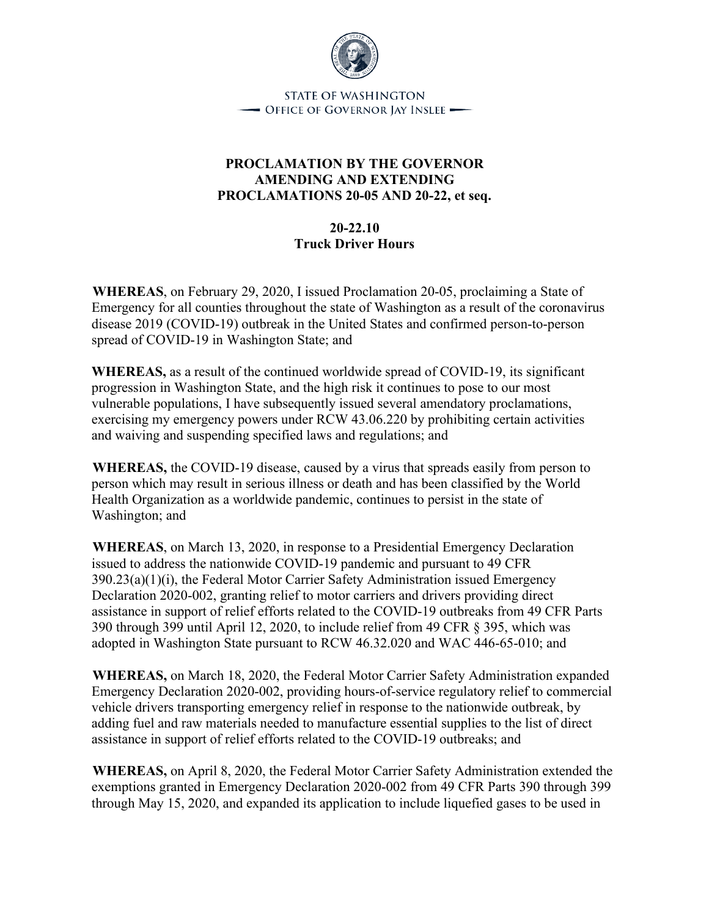STATE OF WASHINGTON
OFFICE OF GOVERNOR JAY INSLEE

# PROCLAMATION BY THE GOVERNOR AMENDING AND EXTENDING PROCLAMATIONS 20-05 AND 20-22, et seq.

## 20-22.10
## Truck Driver Hours

**WHEREAS**, on February 29, 2020, I issued Proclamation 20-05, proclaiming a State of Emergency for all counties throughout the state of Washington as a result of the coronavirus disease 2019 (COVID-19) outbreak in the United States and confirmed person-to-person spread of COVID-19 in Washington State; and

**WHEREAS,** as a result of the continued worldwide spread of COVID-19, its significant progression in Washington State, and the high risk it continues to pose to our most vulnerable populations, I have subsequently issued several amendatory proclamations, exercising my emergency powers under RCW 43.06.220 by prohibiting certain activities and waiving and suspending specified laws and regulations; and

**WHEREAS,** the COVID-19 disease, caused by a virus that spreads easily from person to person which may result in serious illness or death and has been classified by the World Health Organization as a worldwide pandemic, continues to persist in the state of Washington; and

**WHEREAS**, on March 13, 2020, in response to a Presidential Emergency Declaration issued to address the nationwide COVID-19 pandemic and pursuant to 49 CFR 390.23(a)(1)(i), the Federal Motor Carrier Safety Administration issued Emergency Declaration 2020-002, granting relief to motor carriers and drivers providing direct assistance in support of relief efforts related to the COVID-19 outbreaks from 49 CFR Parts 390 through 399 until April 12, 2020, to include relief from 49 CFR § 395, which was adopted in Washington State pursuant to RCW 46.32.020 and WAC 446-65-010; and

**WHEREAS,** on March 18, 2020, the Federal Motor Carrier Safety Administration expanded Emergency Declaration 2020-002, providing hours-of-service regulatory relief to commercial vehicle drivers transporting emergency relief in response to the nationwide outbreak, by adding fuel and raw materials needed to manufacture essential supplies to the list of direct assistance in support of relief efforts related to the COVID-19 outbreaks; and

**WHEREAS,** on April 8, 2020, the Federal Motor Carrier Safety Administration extended the exemptions granted in Emergency Declaration 2020-002 from 49 CFR Parts 390 through 399 through May 15, 2020, and expanded its application to include liquefied gases to be used in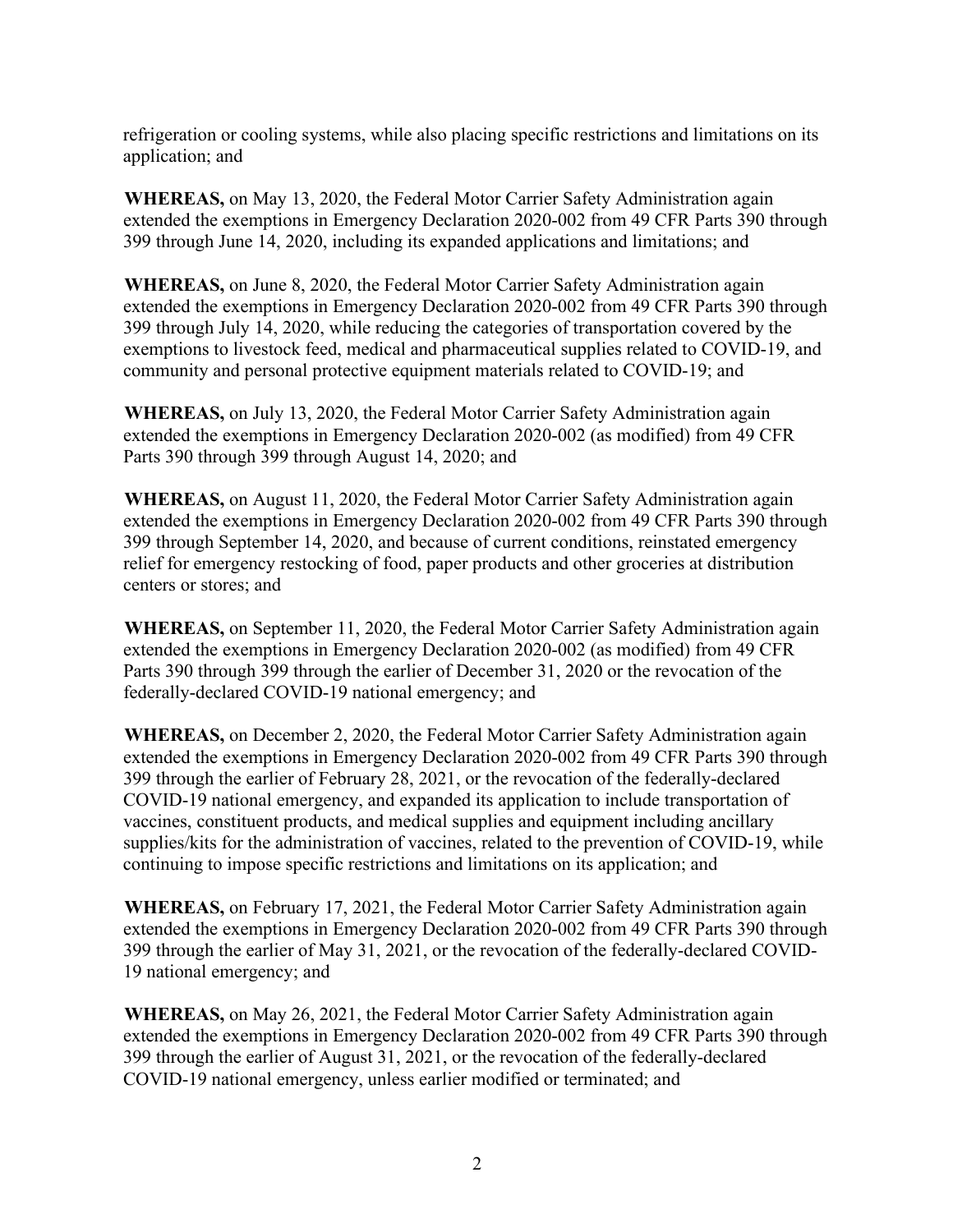refrigeration or cooling systems, while also placing specific restrictions and limitations on its application; and

**WHEREAS,** on May 13, 2020, the Federal Motor Carrier Safety Administration again extended the exemptions in Emergency Declaration 2020-002 from 49 CFR Parts 390 through 399 through June 14, 2020, including its expanded applications and limitations; and

**WHEREAS,** on June 8, 2020, the Federal Motor Carrier Safety Administration again extended the exemptions in Emergency Declaration 2020-002 from 49 CFR Parts 390 through 399 through July 14, 2020, while reducing the categories of transportation covered by the exemptions to livestock feed, medical and pharmaceutical supplies related to COVID-19, and community and personal protective equipment materials related to COVID-19; and

**WHEREAS,** on July 13, 2020, the Federal Motor Carrier Safety Administration again extended the exemptions in Emergency Declaration 2020-002 (as modified) from 49 CFR Parts 390 through 399 through August 14, 2020; and

**WHEREAS,** on August 11, 2020, the Federal Motor Carrier Safety Administration again extended the exemptions in Emergency Declaration 2020-002 from 49 CFR Parts 390 through 399 through September 14, 2020, and because of current conditions, reinstated emergency relief for emergency restocking of food, paper products and other groceries at distribution centers or stores; and

**WHEREAS,** on September 11, 2020, the Federal Motor Carrier Safety Administration again extended the exemptions in Emergency Declaration 2020-002 (as modified) from 49 CFR Parts 390 through 399 through the earlier of December 31, 2020 or the revocation of the federally-declared COVID-19 national emergency; and

**WHEREAS,** on December 2, 2020, the Federal Motor Carrier Safety Administration again extended the exemptions in Emergency Declaration 2020-002 from 49 CFR Parts 390 through 399 through the earlier of February 28, 2021, or the revocation of the federally-declared COVID-19 national emergency, and expanded its application to include transportation of vaccines, constituent products, and medical supplies and equipment including ancillary supplies/kits for the administration of vaccines, related to the prevention of COVID-19, while continuing to impose specific restrictions and limitations on its application; and

**WHEREAS,** on February 17, 2021, the Federal Motor Carrier Safety Administration again extended the exemptions in Emergency Declaration 2020-002 from 49 CFR Parts 390 through 399 through the earlier of May 31, 2021, or the revocation of the federally-declared COVID-19 national emergency; and

**WHEREAS,** on May 26, 2021, the Federal Motor Carrier Safety Administration again extended the exemptions in Emergency Declaration 2020-002 from 49 CFR Parts 390 through 399 through the earlier of August 31, 2021, or the revocation of the federally-declared COVID-19 national emergency, unless earlier modified or terminated; and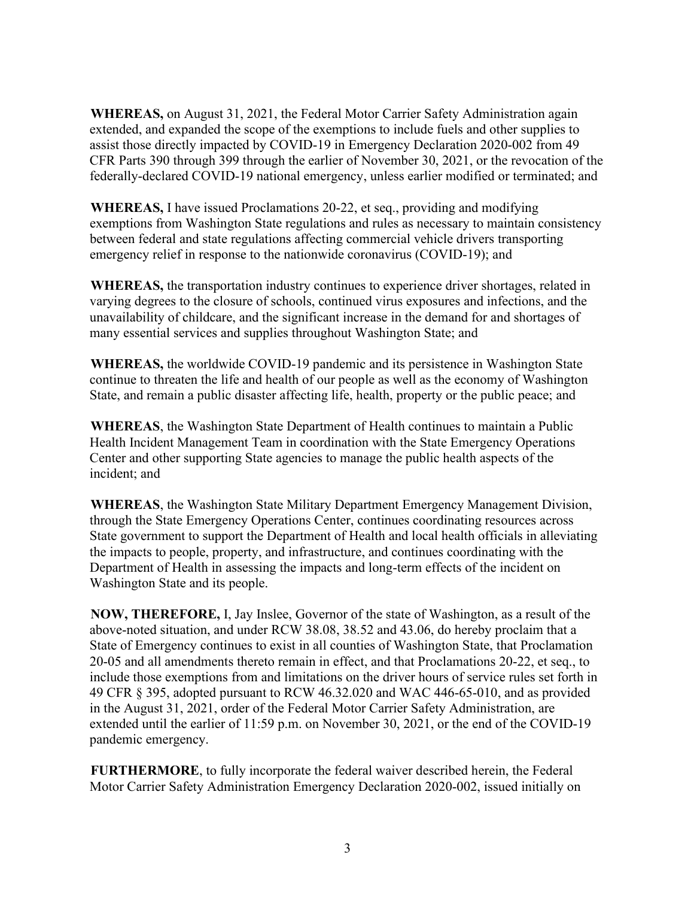**WHEREAS,** on August 31, 2021, the Federal Motor Carrier Safety Administration again extended, and expanded the scope of the exemptions to include fuels and other supplies to assist those directly impacted by COVID-19 in Emergency Declaration 2020-002 from 49 CFR Parts 390 through 399 through the earlier of November 30, 2021, or the revocation of the federally-declared COVID-19 national emergency, unless earlier modified or terminated; and

**WHEREAS,** I have issued Proclamations 20-22, et seq., providing and modifying exemptions from Washington State regulations and rules as necessary to maintain consistency between federal and state regulations affecting commercial vehicle drivers transporting emergency relief in response to the nationwide coronavirus (COVID-19); and

**WHEREAS,** the transportation industry continues to experience driver shortages, related in varying degrees to the closure of schools, continued virus exposures and infections, and the unavailability of childcare, and the significant increase in the demand for and shortages of many essential services and supplies throughout Washington State; and

**WHEREAS,** the worldwide COVID-19 pandemic and its persistence in Washington State continue to threaten the life and health of our people as well as the economy of Washington State, and remain a public disaster affecting life, health, property or the public peace; and

**WHEREAS**, the Washington State Department of Health continues to maintain a Public Health Incident Management Team in coordination with the State Emergency Operations Center and other supporting State agencies to manage the public health aspects of the incident; and

**WHEREAS**, the Washington State Military Department Emergency Management Division, through the State Emergency Operations Center, continues coordinating resources across State government to support the Department of Health and local health officials in alleviating the impacts to people, property, and infrastructure, and continues coordinating with the Department of Health in assessing the impacts and long-term effects of the incident on Washington State and its people.

**NOW, THEREFORE,** I, Jay Inslee, Governor of the state of Washington, as a result of the above-noted situation, and under RCW 38.08, 38.52 and 43.06, do hereby proclaim that a State of Emergency continues to exist in all counties of Washington State, that Proclamation 20-05 and all amendments thereto remain in effect, and that Proclamations 20-22, et seq., to include those exemptions from and limitations on the driver hours of service rules set forth in 49 CFR § 395, adopted pursuant to RCW 46.32.020 and WAC 446-65-010, and as provided in the August 31, 2021, order of the Federal Motor Carrier Safety Administration, are extended until the earlier of 11:59 p.m. on November 30, 2021, or the end of the COVID-19 pandemic emergency.

**FURTHERMORE**, to fully incorporate the federal waiver described herein, the Federal Motor Carrier Safety Administration Emergency Declaration 2020-002, issued initially on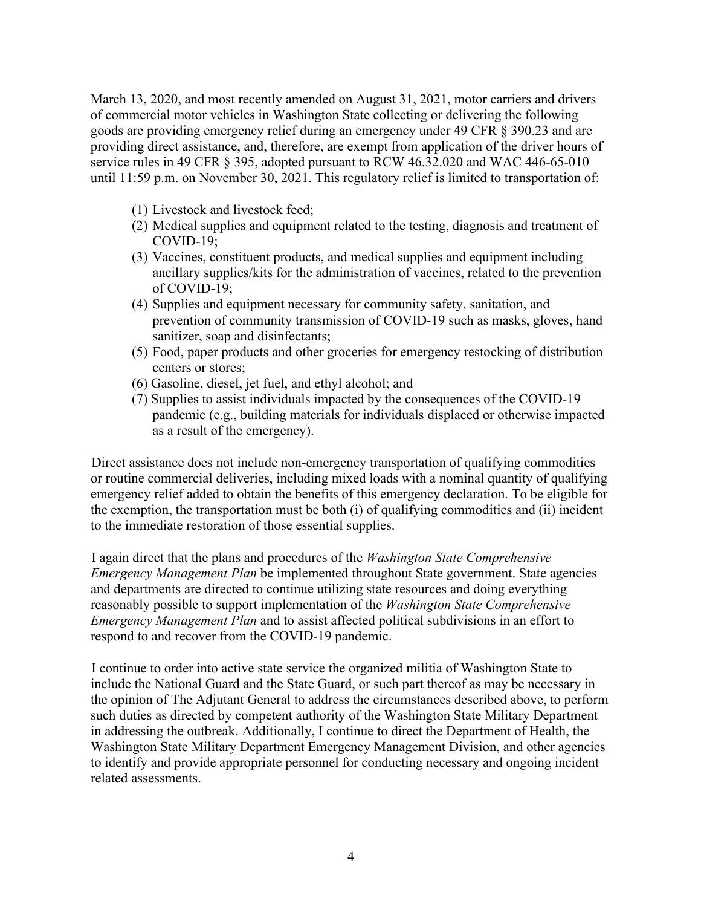March 13, 2020, and most recently amended on August 31, 2021, motor carriers and drivers of commercial motor vehicles in Washington State collecting or delivering the following goods are providing emergency relief during an emergency under 49 CFR § 390.23 and are providing direct assistance, and, therefore, are exempt from application of the driver hours of service rules in 49 CFR § 395, adopted pursuant to RCW 46.32.020 and WAC 446-65-010 until 11:59 p.m. on November 30, 2021. This regulatory relief is limited to transportation of:

(1) Livestock and livestock feed;
(2) Medical supplies and equipment related to the testing, diagnosis and treatment of COVID-19;
(3) Vaccines, constituent products, and medical supplies and equipment including ancillary supplies/kits for the administration of vaccines, related to the prevention of COVID-19;
(4) Supplies and equipment necessary for community safety, sanitation, and prevention of community transmission of COVID-19 such as masks, gloves, hand sanitizer, soap and disinfectants;
(5) Food, paper products and other groceries for emergency restocking of distribution centers or stores;
(6) Gasoline, diesel, jet fuel, and ethyl alcohol; and
(7) Supplies to assist individuals impacted by the consequences of the COVID-19 pandemic (e.g., building materials for individuals displaced or otherwise impacted as a result of the emergency).

Direct assistance does not include non-emergency transportation of qualifying commodities or routine commercial deliveries, including mixed loads with a nominal quantity of qualifying emergency relief added to obtain the benefits of this emergency declaration. To be eligible for the exemption, the transportation must be both (i) of qualifying commodities and (ii) incident to the immediate restoration of those essential supplies.

I again direct that the plans and procedures of the *Washington State Comprehensive Emergency Management Plan* be implemented throughout State government. State agencies and departments are directed to continue utilizing state resources and doing everything reasonably possible to support implementation of the *Washington State Comprehensive Emergency Management Plan* and to assist affected political subdivisions in an effort to respond to and recover from the COVID-19 pandemic.

I continue to order into active state service the organized militia of Washington State to include the National Guard and the State Guard, or such part thereof as may be necessary in the opinion of The Adjutant General to address the circumstances described above, to perform such duties as directed by competent authority of the Washington State Military Department in addressing the outbreak. Additionally, I continue to direct the Department of Health, the Washington State Military Department Emergency Management Division, and other agencies to identify and provide appropriate personnel for conducting necessary and ongoing incident related assessments.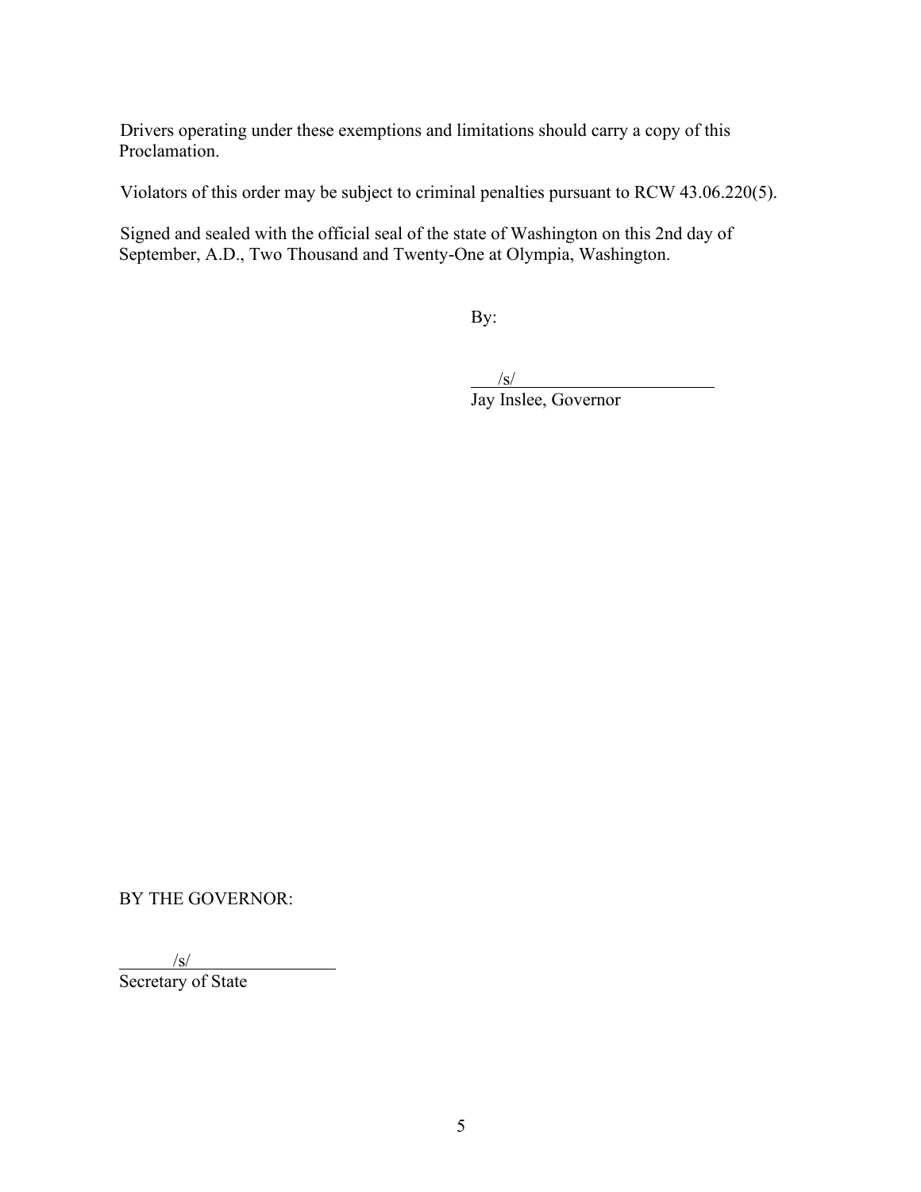Drivers operating under these exemptions and limitations should carry a copy of this Proclamation.

Violators of this order may be subject to criminal penalties pursuant to RCW 43.06.220(5).

Signed and sealed with the official seal of the state of Washington on this 2nd day of September, A.D., Two Thousand and Twenty-One at Olympia, Washington.

By:

/s/
Jay Inslee, Governor

BY THE GOVERNOR:

/s/
Secretary of State